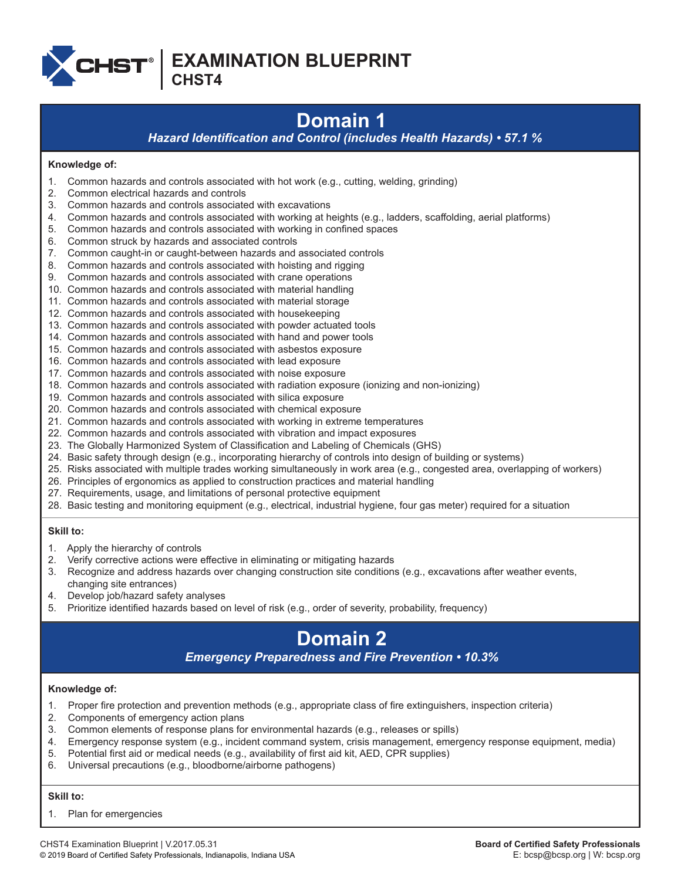# EXAMINATION BLUEPRINT
## CHST4

## Domain 1

*Hazard Identification and Control (includes Health Hazards) • 57.1 %*

**Knowledge of:**

1. Common hazards and controls associated with hot work (e.g., cutting, welding, grinding)
2. Common electrical hazards and controls
3. Common hazards and controls associated with excavations
4. Common hazards and controls associated with working at heights (e.g., ladders, scaffolding, aerial platforms)
5. Common hazards and controls associated with working in confined spaces
6. Common struck by hazards and associated controls
7. Common caught-in or caught-between hazards and associated controls
8. Common hazards and controls associated with hoisting and rigging
9. Common hazards and controls associated with crane operations
10. Common hazards and controls associated with material handling
11. Common hazards and controls associated with material storage
12. Common hazards and controls associated with housekeeping
13. Common hazards and controls associated with powder actuated tools
14. Common hazards and controls associated with hand and power tools
15. Common hazards and controls associated with asbestos exposure
16. Common hazards and controls associated with lead exposure
17. Common hazards and controls associated with noise exposure
18. Common hazards and controls associated with radiation exposure (ionizing and non-ionizing)
19. Common hazards and controls associated with silica exposure
20. Common hazards and controls associated with chemical exposure
21. Common hazards and controls associated with working in extreme temperatures
22. Common hazards and controls associated with vibration and impact exposures
23. The Globally Harmonized System of Classification and Labeling of Chemicals (GHS)
24. Basic safety through design (e.g., incorporating hierarchy of controls into design of building or systems)
25. Risks associated with multiple trades working simultaneously in work area (e.g., congested area, overlapping of workers)
26. Principles of ergonomics as applied to construction practices and material handling
27. Requirements, usage, and limitations of personal protective equipment
28. Basic testing and monitoring equipment (e.g., electrical, industrial hygiene, four gas meter) required for a situation

**Skill to:**

1. Apply the hierarchy of controls
2. Verify corrective actions were effective in eliminating or mitigating hazards
3. Recognize and address hazards over changing construction site conditions (e.g., excavations after weather events, changing site entrances)
4. Develop job/hazard safety analyses
5. Prioritize identified hazards based on level of risk (e.g., order of severity, probability, frequency)

## Domain 2

*Emergency Preparedness and Fire Prevention • 10.3%*

**Knowledge of:**

1. Proper fire protection and prevention methods (e.g., appropriate class of fire extinguishers, inspection criteria)
2. Components of emergency action plans
3. Common elements of response plans for environmental hazards (e.g., releases or spills)
4. Emergency response system (e.g., incident command system, crisis management, emergency response equipment, media)
5. Potential first aid or medical needs (e.g., availability of first aid kit, AED, CPR supplies)
6. Universal precautions (e.g., bloodborne/airborne pathogens)

**Skill to:**

1. Plan for emergencies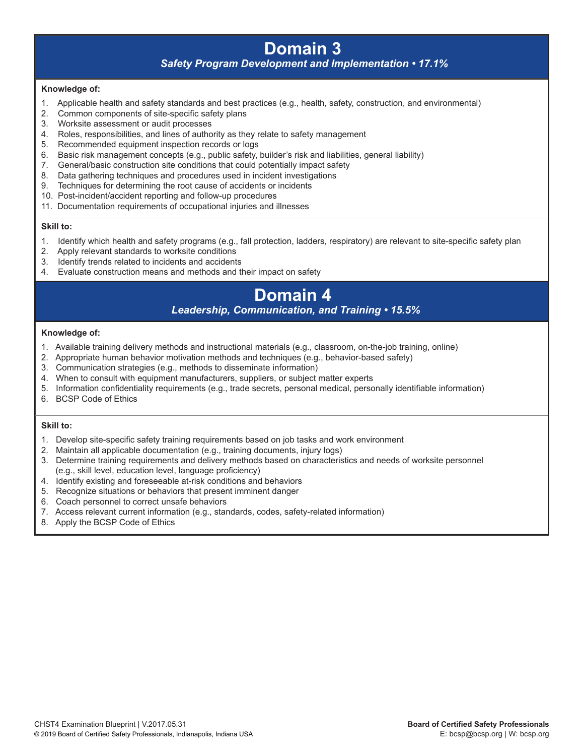# Domain 3

***Safety Program Development and Implementation • 17.1%***

**Knowledge of:**

1. Applicable health and safety standards and best practices (e.g., health, safety, construction, and environmental)
2. Common components of site-specific safety plans
3. Worksite assessment or audit processes
4. Roles, responsibilities, and lines of authority as they relate to safety management
5. Recommended equipment inspection records or logs
6. Basic risk management concepts (e.g., public safety, builder's risk and liabilities, general liability)
7. General/basic construction site conditions that could potentially impact safety
8. Data gathering techniques and procedures used in incident investigations
9. Techniques for determining the root cause of accidents or incidents
10. Post-incident/accident reporting and follow-up procedures
11. Documentation requirements of occupational injuries and illnesses

**Skill to:**

1. Identify which health and safety programs (e.g., fall protection, ladders, respiratory) are relevant to site-specific safety plan
2. Apply relevant standards to worksite conditions
3. Identify trends related to incidents and accidents
4. Evaluate construction means and methods and their impact on safety

# Domain 4

***Leadership, Communication, and Training • 15.5%***

**Knowledge of:**

1. Available training delivery methods and instructional materials (e.g., classroom, on-the-job training, online)
2. Appropriate human behavior motivation methods and techniques (e.g., behavior-based safety)
3. Communication strategies (e.g., methods to disseminate information)
4. When to consult with equipment manufacturers, suppliers, or subject matter experts
5. Information confidentiality requirements (e.g., trade secrets, personal medical, personally identifiable information)
6. BCSP Code of Ethics

**Skill to:**

1. Develop site-specific safety training requirements based on job tasks and work environment
2. Maintain all applicable documentation (e.g., training documents, injury logs)
3. Determine training requirements and delivery methods based on characteristics and needs of worksite personnel (e.g., skill level, education level, language proficiency)
4. Identify existing and foreseeable at-risk conditions and behaviors
5. Recognize situations or behaviors that present imminent danger
6. Coach personnel to correct unsafe behaviors
7. Access relevant current information (e.g., standards, codes, safety-related information)
8. Apply the BCSP Code of Ethics